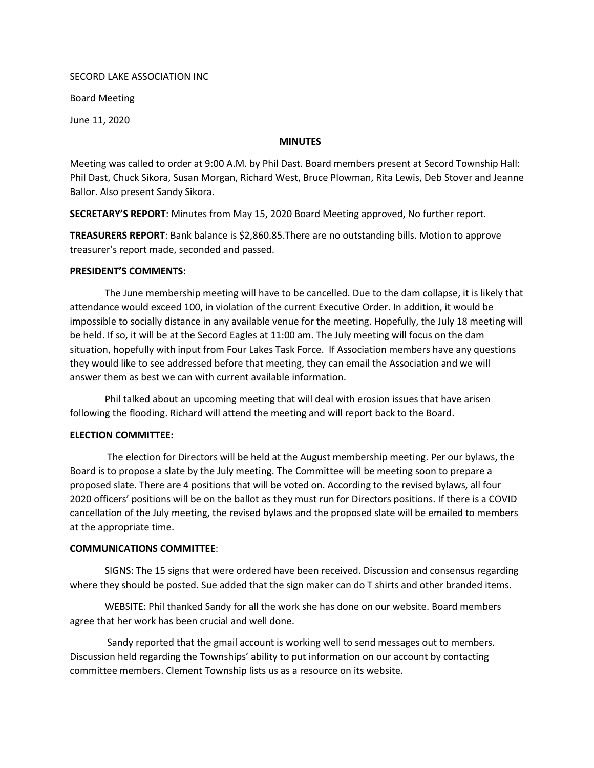SECORD LAKE ASSOCIATION INC

Board Meeting

June 11, 2020

## MINUTES

Meeting was called to order at 9:00 A.M. by Phil Dast. Board members present at Secord Township Hall: Phil Dast, Chuck Sikora, Susan Morgan, Richard West, Bruce Plowman, Rita Lewis, Deb Stover and Jeanne Ballor. Also present Sandy Sikora.

**SECRETARY'S REPORT**: Minutes from May 15, 2020 Board Meeting approved, No further report.

**TREASURERS REPORT**: Bank balance is $2,860.85.There are no outstanding bills. Motion to approve treasurer's report made, seconded and passed.

**PRESIDENT'S COMMENTS:**

The June membership meeting will have to be cancelled. Due to the dam collapse, it is likely that attendance would exceed 100, in violation of the current Executive Order. In addition, it would be impossible to socially distance in any available venue for the meeting. Hopefully, the July 18 meeting will be held. If so, it will be at the Secord Eagles at 11:00 am. The July meeting will focus on the dam situation, hopefully with input from Four Lakes Task Force. If Association members have any questions they would like to see addressed before that meeting, they can email the Association and we will answer them as best we can with current available information.

Phil talked about an upcoming meeting that will deal with erosion issues that have arisen following the flooding. Richard will attend the meeting and will report back to the Board.

**ELECTION COMMITTEE:**

The election for Directors will be held at the August membership meeting. Per our bylaws, the Board is to propose a slate by the July meeting. The Committee will be meeting soon to prepare a proposed slate. There are 4 positions that will be voted on. According to the revised bylaws, all four 2020 officers' positions will be on the ballot as they must run for Directors positions. If there is a COVID cancellation of the July meeting, the revised bylaws and the proposed slate will be emailed to members at the appropriate time.

**COMMUNICATIONS COMMITTEE**:

SIGNS: The 15 signs that were ordered have been received. Discussion and consensus regarding where they should be posted. Sue added that the sign maker can do T shirts and other branded items.

WEBSITE: Phil thanked Sandy for all the work she has done on our website. Board members agree that her work has been crucial and well done.

Sandy reported that the gmail account is working well to send messages out to members. Discussion held regarding the Townships' ability to put information on our account by contacting committee members. Clement Township lists us as a resource on its website.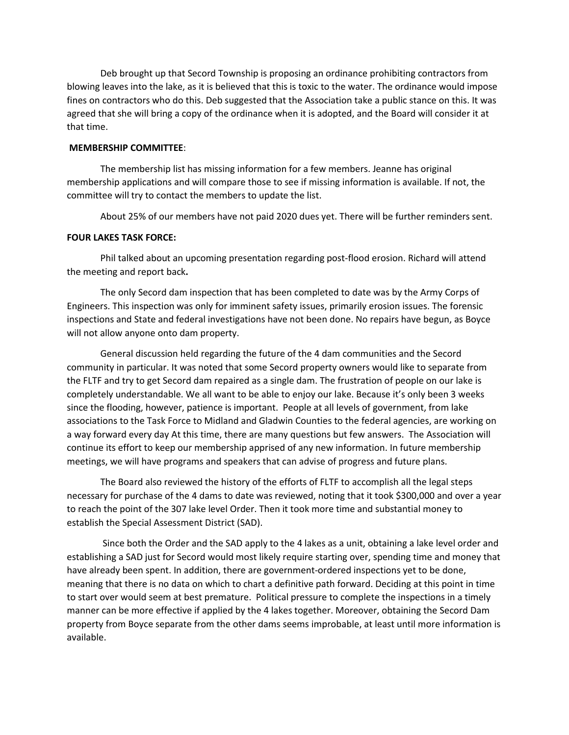Deb brought up that Secord Township is proposing an ordinance prohibiting contractors from blowing leaves into the lake, as it is believed that this is toxic to the water. The ordinance would impose fines on contractors who do this. Deb suggested that the Association take a public stance on this. It was agreed that she will bring a copy of the ordinance when it is adopted, and the Board will consider it at that time.

**MEMBERSHIP COMMITTEE**:

The membership list has missing information for a few members. Jeanne has original membership applications and will compare those to see if missing information is available. If not, the committee will try to contact the members to update the list.

About 25% of our members have not paid 2020 dues yet. There will be further reminders sent.

**FOUR LAKES TASK FORCE:**

Phil talked about an upcoming presentation regarding post-flood erosion. Richard will attend the meeting and report back**.**

The only Secord dam inspection that has been completed to date was by the Army Corps of Engineers. This inspection was only for imminent safety issues, primarily erosion issues. The forensic inspections and State and federal investigations have not been done. No repairs have begun, as Boyce will not allow anyone onto dam property.

General discussion held regarding the future of the 4 dam communities and the Secord community in particular. It was noted that some Secord property owners would like to separate from the FLTF and try to get Secord dam repaired as a single dam. The frustration of people on our lake is completely understandable. We all want to be able to enjoy our lake. Because it's only been 3 weeks since the flooding, however, patience is important. People at all levels of government, from lake associations to the Task Force to Midland and Gladwin Counties to the federal agencies, are working on a way forward every day At this time, there are many questions but few answers. The Association will continue its effort to keep our membership apprised of any new information. In future membership meetings, we will have programs and speakers that can advise of progress and future plans.

The Board also reviewed the history of the efforts of FLTF to accomplish all the legal steps necessary for purchase of the 4 dams to date was reviewed, noting that it took $300,000 and over a year to reach the point of the 307 lake level Order. Then it took more time and substantial money to establish the Special Assessment District (SAD).

Since both the Order and the SAD apply to the 4 lakes as a unit, obtaining a lake level order and establishing a SAD just for Secord would most likely require starting over, spending time and money that have already been spent. In addition, there are government-ordered inspections yet to be done, meaning that there is no data on which to chart a definitive path forward. Deciding at this point in time to start over would seem at best premature. Political pressure to complete the inspections in a timely manner can be more effective if applied by the 4 lakes together. Moreover, obtaining the Secord Dam property from Boyce separate from the other dams seems improbable, at least until more information is available.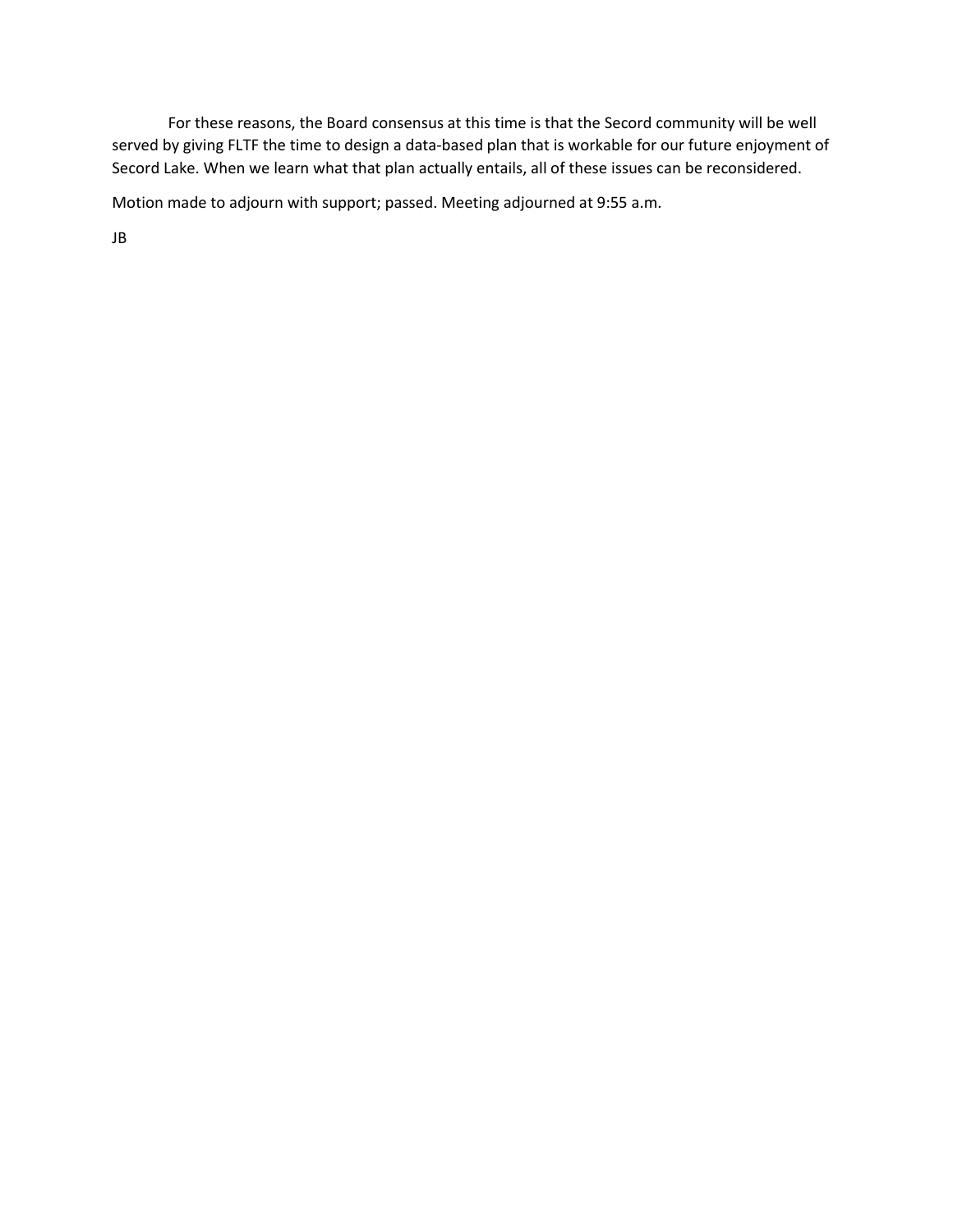For these reasons, the Board consensus at this time is that the Secord community will be well served by giving FLTF the time to design a data-based plan that is workable for our future enjoyment of Secord Lake. When we learn what that plan actually entails, all of these issues can be reconsidered.

Motion made to adjourn with support; passed. Meeting adjourned at 9:55 a.m.

JB